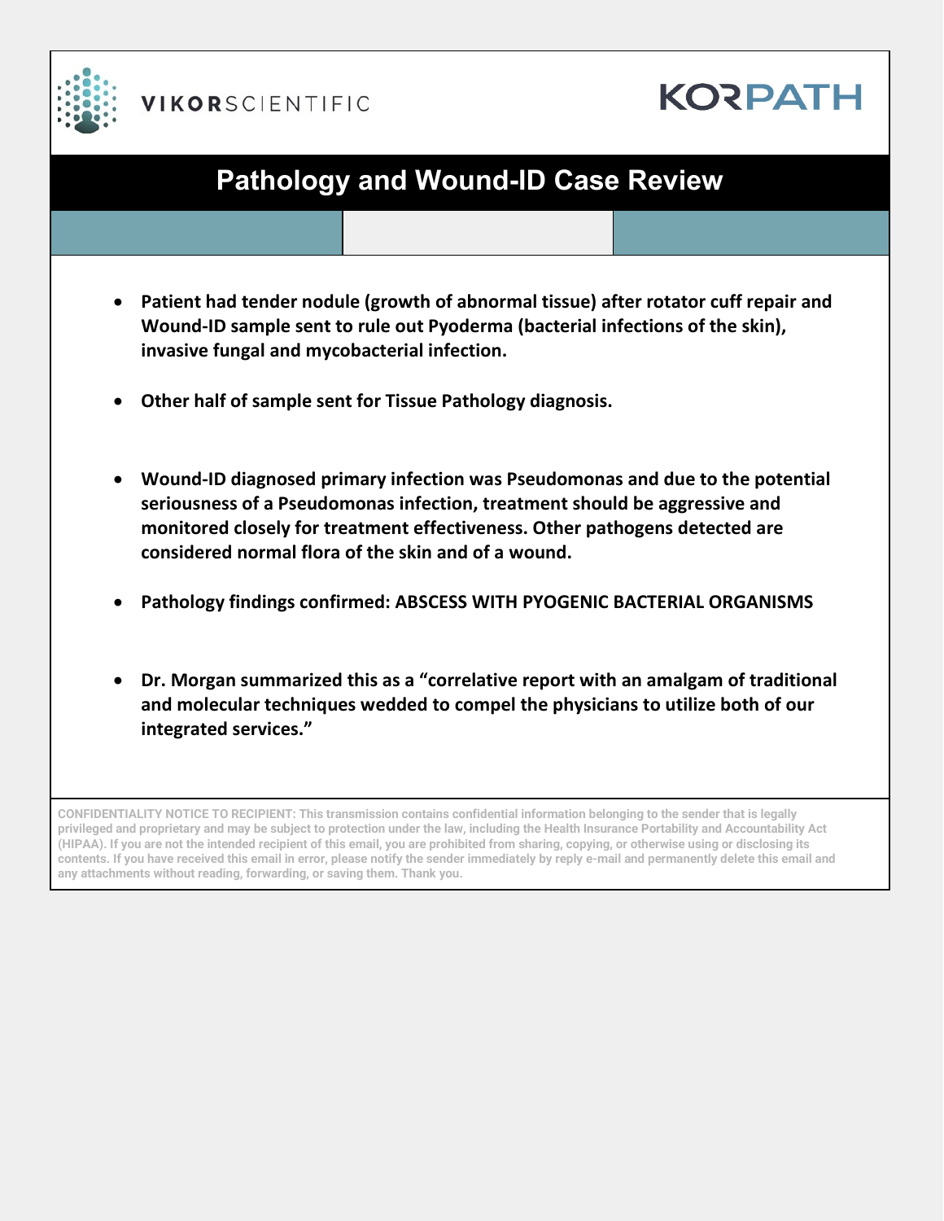VIKORSCIENTIFIC

KORPATH

# Pathology and Wound-ID Case Review

- **Patient had tender nodule (growth of abnormal tissue) after rotator cuff repair and Wound-ID sample sent to rule out Pyoderma (bacterial infections of the skin), invasive fungal and mycobacterial infection.**

- **Other half of sample sent for Tissue Pathology diagnosis.**

- **Wound-ID diagnosed primary infection was Pseudomonas and due to the potential seriousness of a Pseudomonas infection, treatment should be aggressive and monitored closely for treatment effectiveness. Other pathogens detected are considered normal flora of the skin and of a wound.**

- **Pathology findings confirmed: ABSCESS WITH PYOGENIC BACTERIAL ORGANISMS**

- **Dr. Morgan summarized this as a "correlative report with an amalgam of traditional and molecular techniques wedded to compel the physicians to utilize both of our integrated services."**

CONFIDENTIALITY NOTICE TO RECIPIENT: This transmission contains confidential information belonging to the sender that is legally privileged and proprietary and may be subject to protection under the law, including the Health Insurance Portability and Accountability Act (HIPAA). If you are not the intended recipient of this email, you are prohibited from sharing, copying, or otherwise using or disclosing its contents. If you have received this email in error, please notify the sender immediately by reply e-mail and permanently delete this email and any attachments without reading, forwarding, or saving them. Thank you.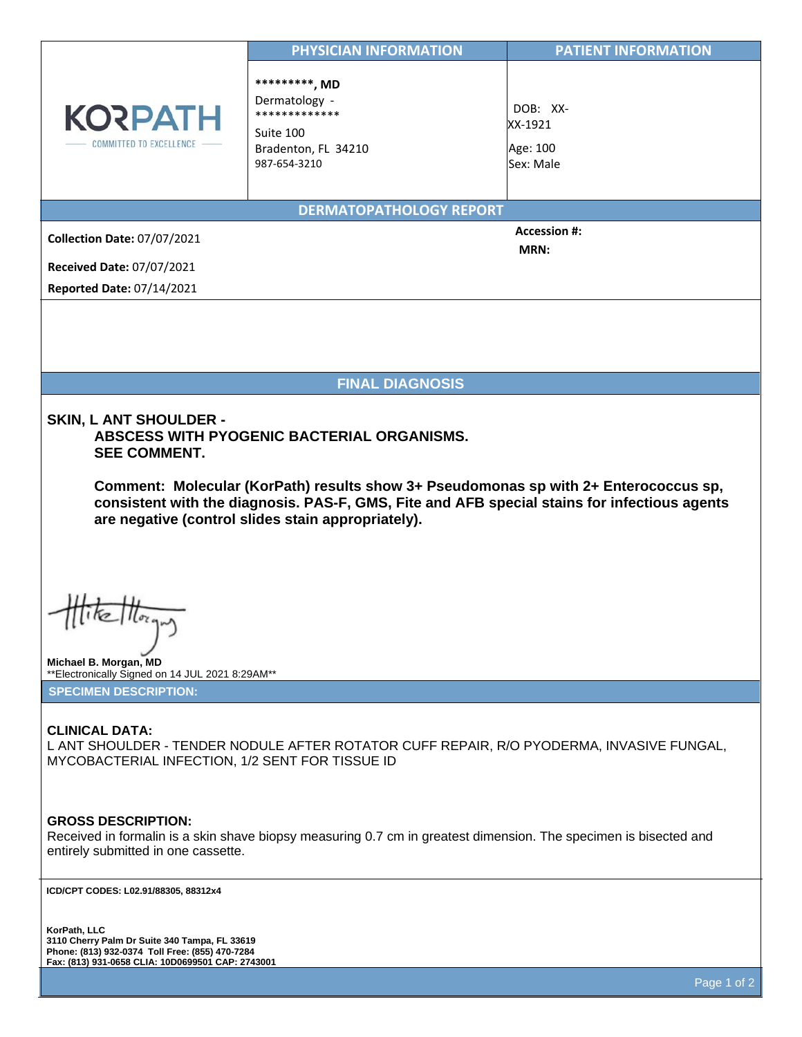| | PHYSICIAN INFORMATION | PATIENT INFORMATION |
| --- | --- | --- |
| KORPATH<br>COMMITTED TO EXCELLENCE | *********, MD<br>Dermatology - *************<br>Suite 100<br>Bradenton, FL 34210<br>987-654-3210 | DOB: XX-XX-1921<br>Age: 100<br>Sex: Male |

## DERMATOPATHOLOGY REPORT

**Collection Date:** 07/07/2021

**Received Date:** 07/07/2021

**Reported Date:** 07/14/2021

**Accession #:**

**MRN:**

## FINAL DIAGNOSIS

**SKIN, L ANT SHOULDER -**
**ABSCESS WITH PYOGENIC BACTERIAL ORGANISMS.**
**SEE COMMENT.**

**Comment: Molecular (KorPath) results show 3+ Pseudomonas sp with 2+ Enterococcus sp, consistent with the diagnosis. PAS-F, GMS, Fite and AFB special stains for infectious agents are negative (control slides stain appropriately).**

**Michael B. Morgan, MD**
**Electronically Signed on 14 JUL 2021 8:29AM**

## SPECIMEN DESCRIPTION:

**CLINICAL DATA:**
L ANT SHOULDER - TENDER NODULE AFTER ROTATOR CUFF REPAIR, R/O PYODERMA, INVASIVE FUNGAL, MYCOBACTERIAL INFECTION, 1/2 SENT FOR TISSUE ID

**GROSS DESCRIPTION:**
Received in formalin is a skin shave biopsy measuring 0.7 cm in greatest dimension. The specimen is bisected and entirely submitted in one cassette.

**ICD/CPT CODES: L02.91/88305, 88312x4**

**KorPath, LLC**
**3110 Cherry Palm Dr Suite 340 Tampa, FL 33619**
**Phone: (813) 932-0374 Toll Free: (855) 470-7284**
**Fax: (813) 931-0658 CLIA: 10D0699501 CAP: 2743001**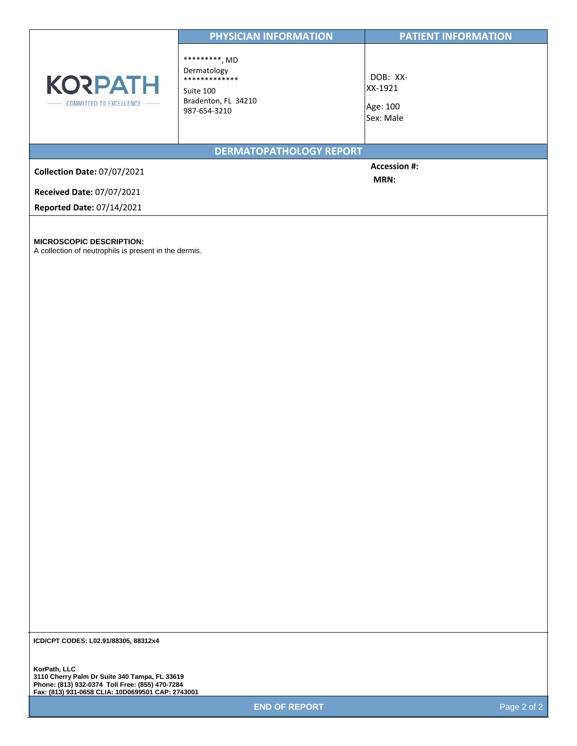| KORPATH — COMMITTED TO EXCELLENCE | PHYSICIAN INFORMATION | PATIENT INFORMATION |
|---|---|---|
| | *********, MD<br>Dermatology<br>*************<br>Suite 100<br>Bradenton, FL 34210<br>987-654-3210 | DOB: XX-XX-1921<br>Age: 100<br>Sex: Male |

## DERMATOPATHOLOGY REPORT

**Collection Date:** 07/07/2021

**Received Date:** 07/07/2021

**Reported Date:** 07/14/2021

**Accession #:**

**MRN:**

**MICROSCOPIC DESCRIPTION:**
A collection of neutrophils is present in the dermis.

**ICD/CPT CODES: L02.91/88305, 88312x4**

**KorPath, LLC**
**3110 Cherry Palm Dr Suite 340 Tampa, FL 33619**
**Phone: (813) 932-0374 Toll Free: (855) 470-7284**
**Fax: (813) 931-0658 CLIA: 10D0699501 CAP: 2743001**

**END OF REPORT**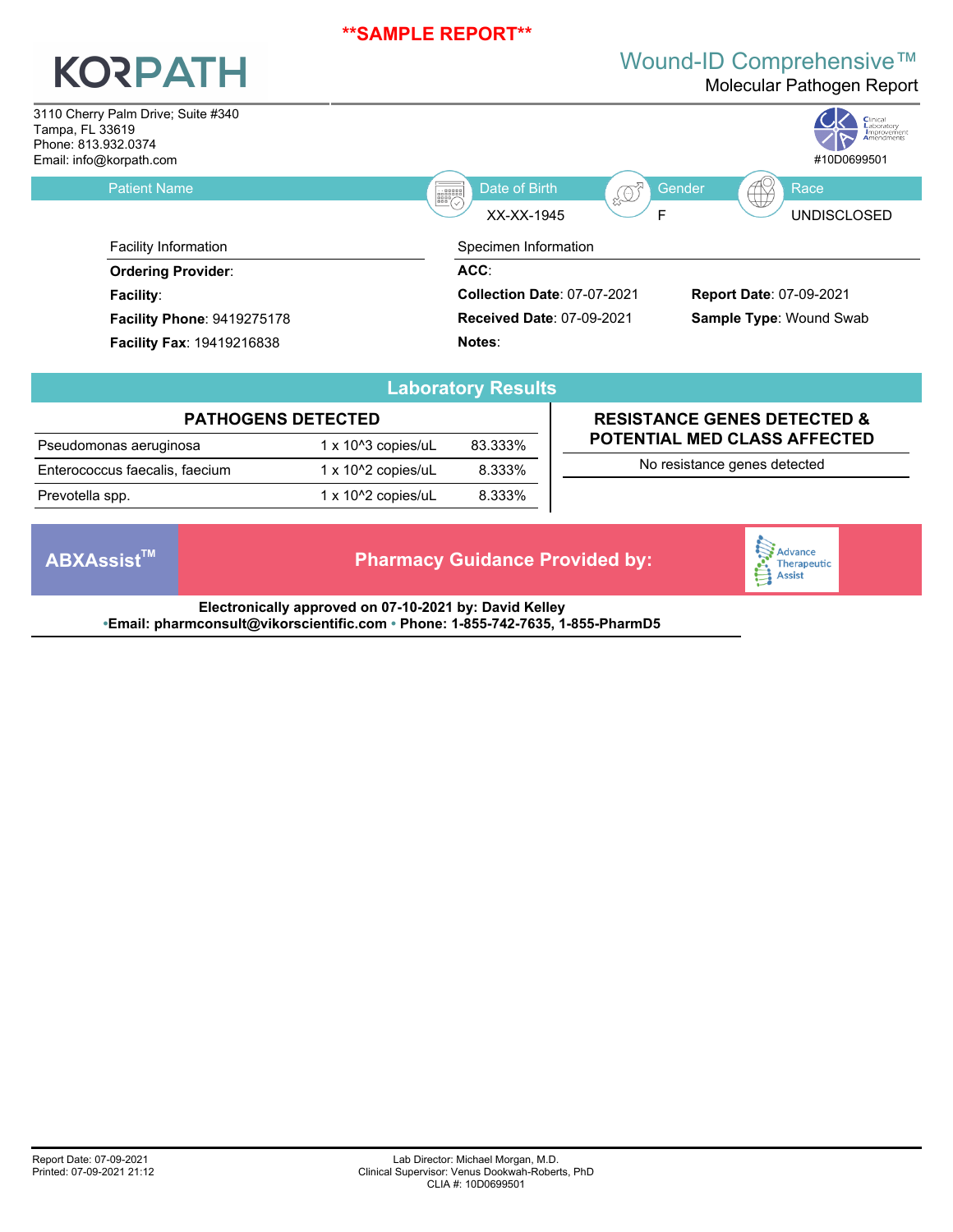**SAMPLE REPORT**

# KORPATH

## Wound-ID Comprehensive™
Molecular Pathogen Report

3110 Cherry Palm Drive; Suite #340
Tampa, FL 33619
Phone: 813.932.0374
Email: info@korpath.com

Clinical Laboratory Improvement Amendments
#10D0699501

| Patient Name | Date of Birth | Gender | Race |
|---|---|---|---|
| | XX-XX-1945 | F | UNDISCLOSED |

**Facility Information**

**Ordering Provider**:
**Facility**:
**Facility Phone**: 9419275178
**Facility Fax**: 19419216838

**Specimen Information**

**ACC**:
**Collection Date**: 07-07-2021
**Received Date**: 07-09-2021
**Notes**:
**Report Date**: 07-09-2021
**Sample Type**: Wound Swab

## Laboratory Results

### PATHOGENS DETECTED

| Pathogen | Quantity | Percentage |
|---|---|---|
| Pseudomonas aeruginosa | 1 x 10^3 copies/uL | 83.333% |
| Enterococcus faecalis, faecium | 1 x 10^2 copies/uL | 8.333% |
| Prevotella spp. | 1 x 10^2 copies/uL | 8.333% |

### RESISTANCE GENES DETECTED & POTENTIAL MED CLASS AFFECTED

No resistance genes detected

**ABXAssist™** — **Pharmacy Guidance Provided by:** Advance Therapeutic Assist

**Electronically approved on 07-10-2021 by: David Kelley**
•**Email: pharmconsult@vikorscientific.com** • **Phone: 1-855-742-7635, 1-855-PharmD5**

Report Date: 07-09-2021
Printed: 07-09-2021 21:12

Lab Director: Michael Morgan, M.D.
Clinical Supervisor: Venus Dookwah-Roberts, PhD
CLIA #: 10D0699501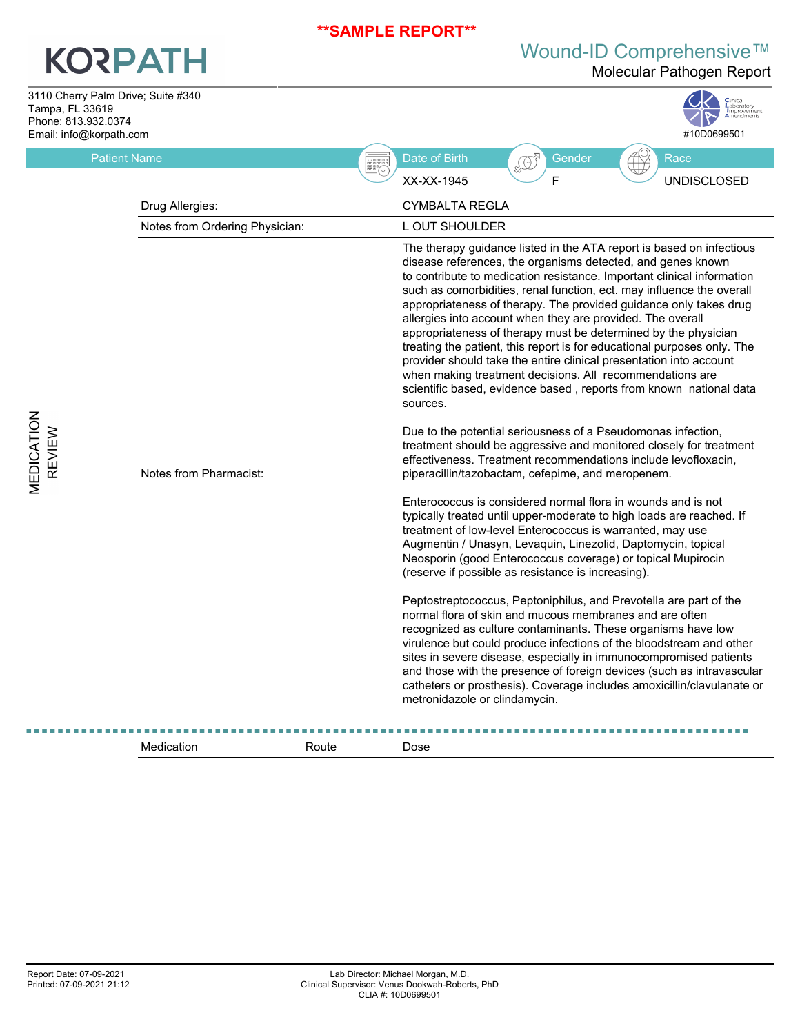**SAMPLE REPORT**

# KORPATH

## Wound-ID Comprehensive™
### Molecular Pathogen Report

3110 Cherry Palm Drive; Suite #340
Tampa, FL 33619
Phone: 813.932.0374
Email: info@korpath.com

Clinical Laboratory Improvement Amendments
#10D0699501

| Patient Name | Date of Birth | Gender | Race |
|---|---|---|---|
| | XX-XX-1945 | F | UNDISCLOSED |

## MEDICATION REVIEW

| | |
|---|---|
| Drug Allergies: | CYMBALTA REGLA |
| Notes from Ordering Physician: | L OUT SHOULDER |

**Notes from Pharmacist:**

The therapy guidance listed in the ATA report is based on infectious disease references, the organisms detected, and genes known to contribute to medication resistance. Important clinical information such as comorbidities, renal function, ect. may influence the overall appropriateness of therapy. The provided guidance only takes drug allergies into account when they are provided. The overall appropriateness of therapy must be determined by the physician treating the patient, this report is for educational purposes only. The provider should take the entire clinical presentation into account when making treatment decisions. All recommendations are scientific based, evidence based , reports from known national data sources.

Due to the potential seriousness of a Pseudomonas infection, treatment should be aggressive and monitored closely for treatment effectiveness. Treatment recommendations include levofloxacin, piperacillin/tazobactam, cefepime, and meropenem.

Enterococcus is considered normal flora in wounds and is not typically treated until upper-moderate to high loads are reached. If treatment of low-level Enterococcus is warranted, may use Augmentin / Unasyn, Levaquin, Linezolid, Daptomycin, topical Neosporin (good Enterococcus coverage) or topical Mupirocin (reserve if possible as resistance is increasing).

Peptostreptococcus, Peptoniphilus, and Prevotella are part of the normal flora of skin and mucous membranes and are often recognized as culture contaminants. These organisms have low virulence but could produce infections of the bloodstream and other sites in severe disease, especially in immunocompromised patients and those with the presence of foreign devices (such as intravascular catheters or prosthesis). Coverage includes amoxicillin/clavulanate or metronidazole or clindamycin.

| Medication | Route | Dose |
|---|---|---|

Report Date: 07-09-2021
Printed: 07-09-2021 21:12

Lab Director: Michael Morgan, M.D.
Clinical Supervisor: Venus Dookwah-Roberts, PhD
CLIA #: 10D0699501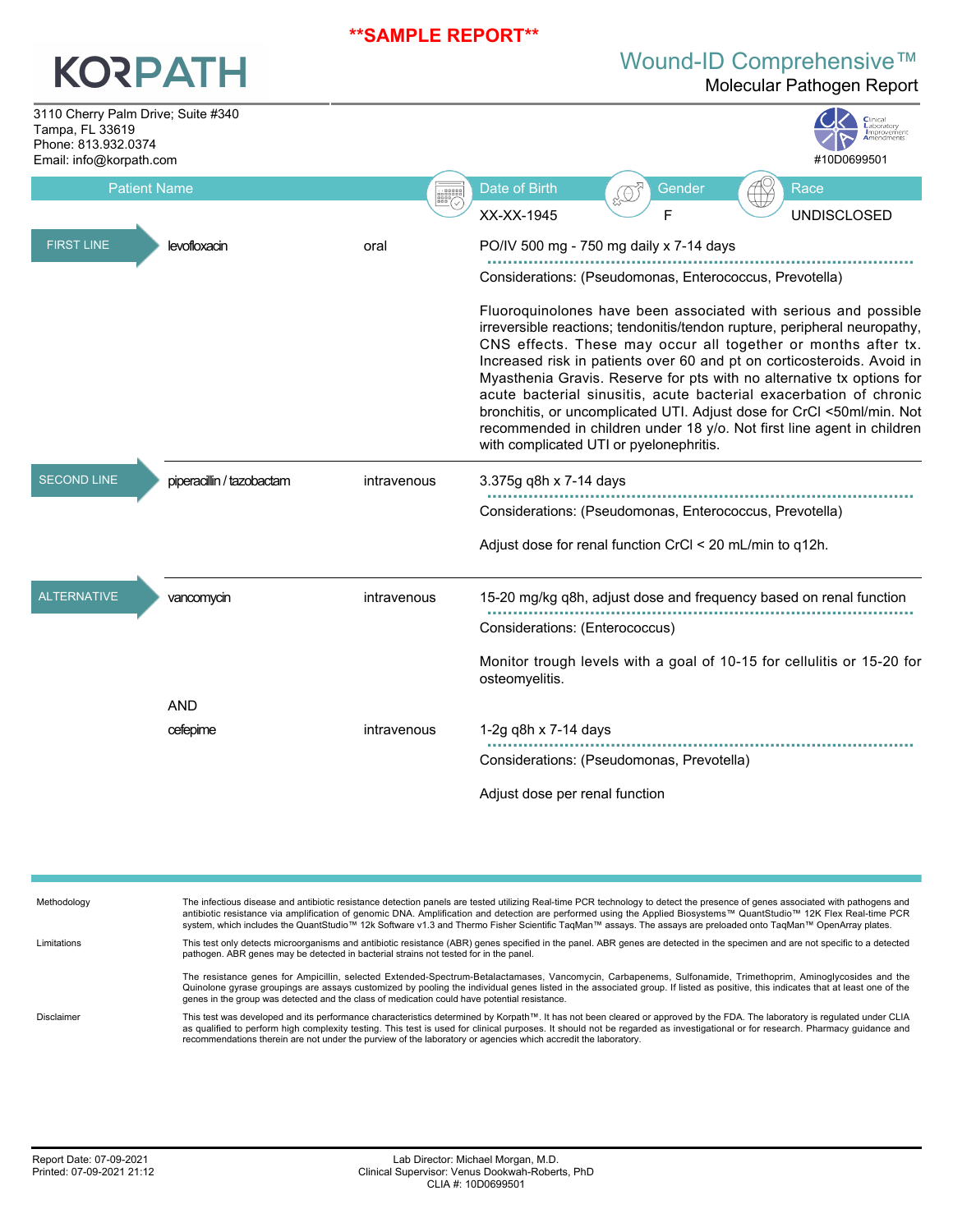**SAMPLE REPORT**

# KORPATH

## Wound-ID Comprehensive™

### Molecular Pathogen Report

3110 Cherry Palm Drive; Suite #340
Tampa, FL 33619
Phone: 813.932.0374
Email: info@korpath.com

#10D0699501

| Patient Name | Date of Birth | Gender | Race |
|---|---|---|---|
| | XX-XX-1945 | F | UNDISCLOSED |

| Line | Drug | Route | Dosing / Considerations |
|---|---|---|---|
| FIRST LINE | levofloxacin | oral | PO/IV 500 mg - 750 mg daily x 7-14 days<br><br>Considerations: (Pseudomonas, Enterococcus, Prevotella)<br><br>Fluoroquinolones have been associated with serious and possible irreversible reactions; tendonitis/tendon rupture, peripheral neuropathy, CNS effects. These may occur all together or months after tx. Increased risk in patients over 60 and pt on corticosteroids. Avoid in Myasthenia Gravis. Reserve for pts with no alternative tx options for acute bacterial sinusitis, acute bacterial exacerbation of chronic bronchitis, or uncomplicated UTI. Adjust dose for CrCl <50ml/min. Not recommended in children under 18 y/o. Not first line agent in children with complicated UTI or pyelonephritis. |
| SECOND LINE | piperacillin / tazobactam | intravenous | 3.375g q8h x 7-14 days<br><br>Considerations: (Pseudomonas, Enterococcus, Prevotella)<br><br>Adjust dose for renal function CrCl < 20 mL/min to q12h. |
| ALTERNATIVE | vancomycin | intravenous | 15-20 mg/kg q8h, adjust dose and frequency based on renal function<br><br>Considerations: (Enterococcus)<br><br>Monitor trough levels with a goal of 10-15 for cellulitis or 15-20 for osteomyelitis. |
| | AND | | |
| | cefepime | intravenous | 1-2g q8h x 7-14 days<br><br>Considerations: (Pseudomonas, Prevotella)<br><br>Adjust dose per renal function |

**Methodology**

The infectious disease and antibiotic resistance detection panels are tested utilizing Real-time PCR technology to detect the presence of genes associated with pathogens and antibiotic resistance via amplification of genomic DNA. Amplification and detection are performed using the Applied Biosystems™ QuantStudio™ 12K Flex Real-time PCR system, which includes the QuantStudio™ 12k Software v1.3 and Thermo Fisher Scientific TaqMan™ assays. The assays are preloaded onto TaqMan™ OpenArray plates.

**Limitations**

This test only detects microorganisms and antibiotic resistance (ABR) genes specified in the panel. ABR genes are detected in the specimen and are not specific to a detected pathogen. ABR genes may be detected in bacterial strains not tested for in the panel.

The resistance genes for Ampicillin, selected Extended-Spectrum-Betalactamases, Vancomycin, Carbapenems, Sulfonamide, Trimethoprim, Aminoglycosides and the Quinolone gyrase groupings are assays customized by pooling the individual genes listed in the associated group. If listed as positive, this indicates that at least one of the genes in the group was detected and the class of medication could have potential resistance.

**Disclaimer**

This test was developed and its performance characteristics determined by Korpath™. It has not been cleared or approved by the FDA. The laboratory is regulated under CLIA as qualified to perform high complexity testing. This test is used for clinical purposes. It should not be regarded as investigational or for research. Pharmacy guidance and recommendations therein are not under the purview of the laboratory or agencies which accredit the laboratory.

Report Date: 07-09-2021
Printed: 07-09-2021 21:12

Lab Director: Michael Morgan, M.D.
Clinical Supervisor: Venus Dookwah-Roberts, PhD
CLIA #: 10D0699501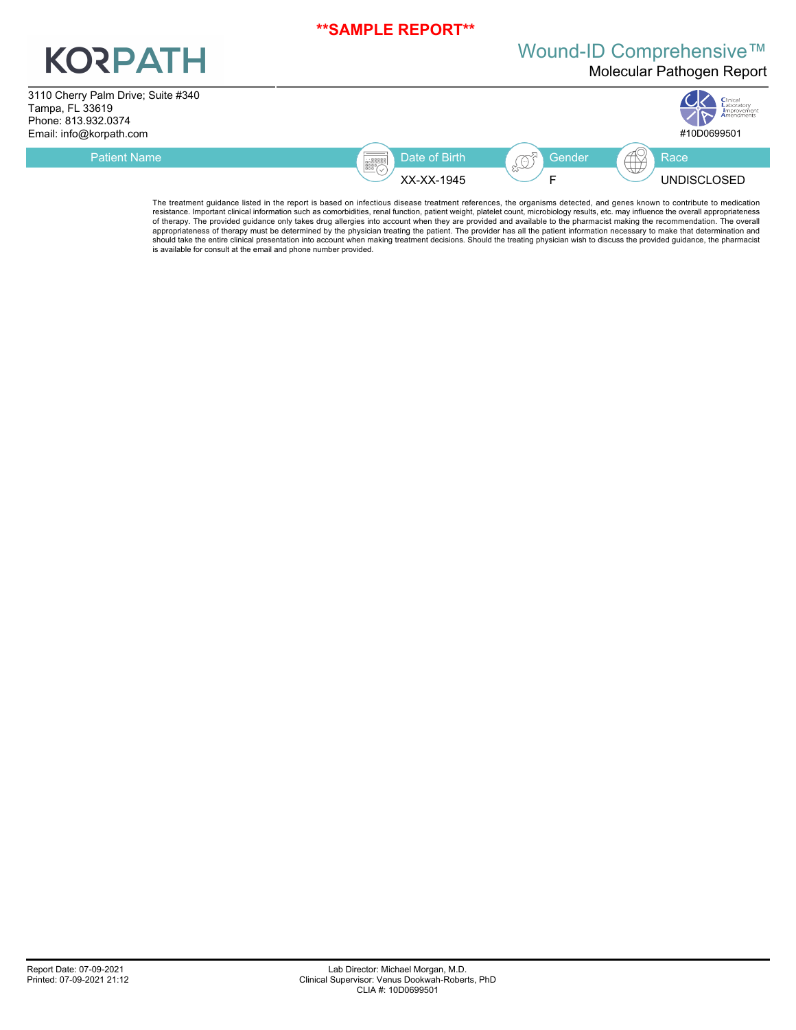**SAMPLE REPORT**

# KORPATH

## Wound-ID Comprehensive™

### Molecular Pathogen Report

3110 Cherry Palm Drive; Suite #340
Tampa, FL 33619
Phone: 813.932.0374
Email: info@korpath.com

Clinical Laboratory Improvement Amendments #10D0699501

| Patient Name | Date of Birth | Gender | Race |
|---|---|---|---|
| | XX-XX-1945 | F | UNDISCLOSED |

The treatment guidance listed in the report is based on infectious disease treatment references, the organisms detected, and genes known to contribute to medication resistance. Important clinical information such as comorbidities, renal function, patient weight, platelet count, microbiology results, etc. may influence the overall appropriateness of therapy. The provided guidance only takes drug allergies into account when they are provided and available to the pharmacist making the recommendation. The overall appropriateness of therapy must be determined by the physician treating the patient. The provider has all the patient information necessary to make that determination and should take the entire clinical presentation into account when making treatment decisions. Should the treating physician wish to discuss the provided guidance, the pharmacist is available for consult at the email and phone number provided.

Report Date: 07-09-2021
Printed: 07-09-2021 21:12

Lab Director: Michael Morgan, M.D.
Clinical Supervisor: Venus Dookwah-Roberts, PhD
CLIA #: 10D0699501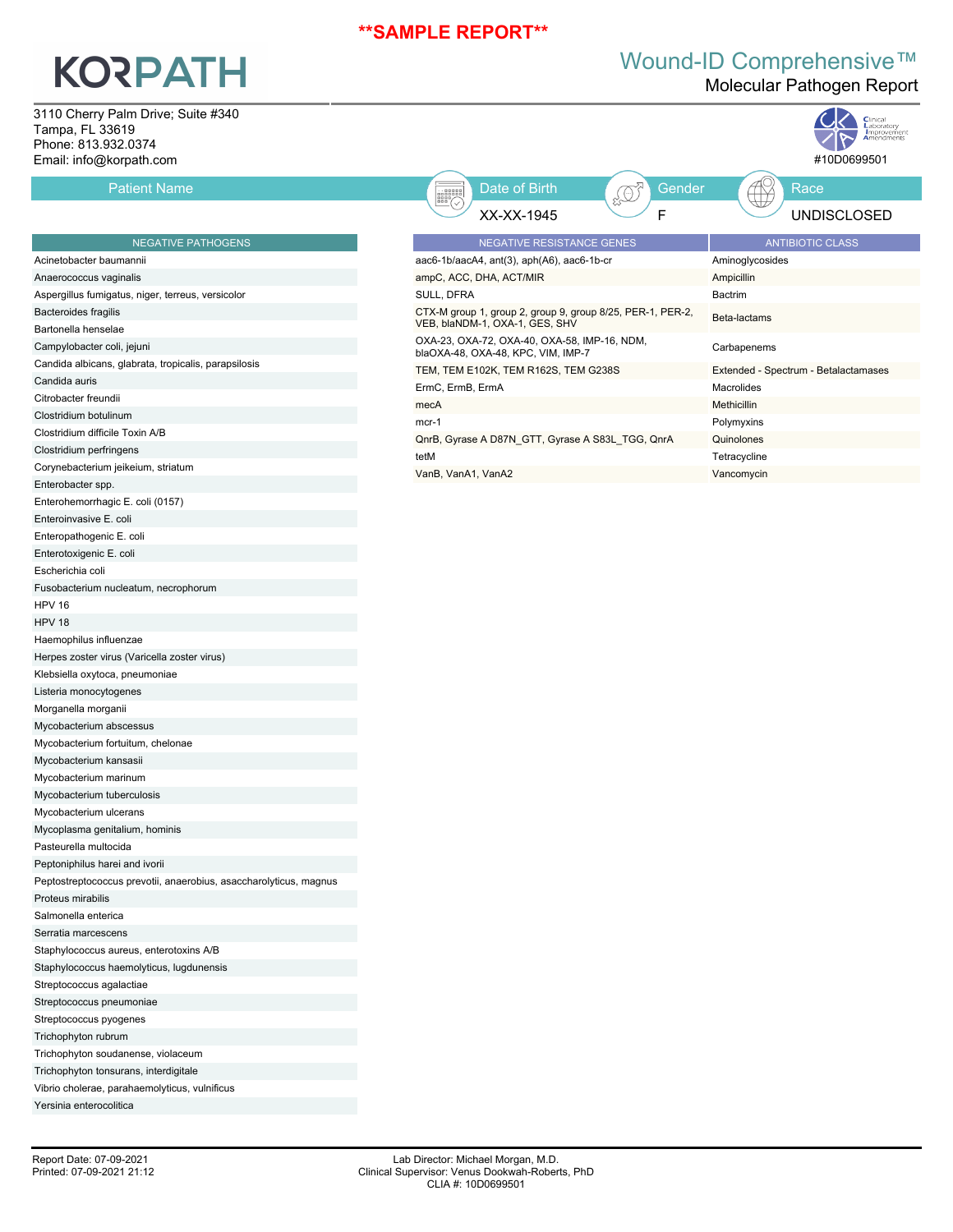**SAMPLE REPORT**

# KORPATH

## Wound-ID Comprehensive™
### Molecular Pathogen Report

3110 Cherry Palm Drive; Suite #340
Tampa, FL 33619
Phone: 813.932.0374
Email: info@korpath.com

Clinical Laboratory Improvement Amendments
#10D0699501

| Patient Name | Date of Birth | Gender | Race |
|---|---|---|---|
| | XX-XX-1945 | F | UNDISCLOSED |

| NEGATIVE PATHOGENS |
|---|
| Acinetobacter baumannii |
| Anaerococcus vaginalis |
| Aspergillus fumigatus, niger, terreus, versicolor |
| Bacteroides fragilis |
| Bartonella henselae |
| Campylobacter coli, jejuni |
| Candida albicans, glabrata, tropicalis, parapsilosis |
| Candida auris |
| Citrobacter freundii |
| Clostridium botulinum |
| Clostridium difficile Toxin A/B |
| Clostridium perfringens |
| Corynebacterium jeikeium, striatum |
| Enterobacter spp. |
| Enterohemorrhagic E. coli (0157) |
| Enteroinvasive E. coli |
| Enteropathogenic E. coli |
| Enterotoxigenic E. coli |
| Escherichia coli |
| Fusobacterium nucleatum, necrophorum |
| HPV 16 |
| HPV 18 |
| Haemophilus influenzae |
| Herpes zoster virus (Varicella zoster virus) |
| Klebsiella oxytoca, pneumoniae |
| Listeria monocytogenes |
| Morganella morganii |
| Mycobacterium abscessus |
| Mycobacterium fortuitum, chelonae |
| Mycobacterium kansasii |
| Mycobacterium marinum |
| Mycobacterium tuberculosis |
| Mycobacterium ulcerans |
| Mycoplasma genitalium, hominis |
| Pasteurella multocida |
| Peptoniphilus harei and ivorii |
| Peptostreptococcus prevotii, anaerobius, asaccharolyticus, magnus |
| Proteus mirabilis |
| Salmonella enterica |
| Serratia marcescens |
| Staphylococcus aureus, enterotoxins A/B |
| Staphylococcus haemolyticus, lugdunensis |
| Streptococcus agalactiae |
| Streptococcus pneumoniae |
| Streptococcus pyogenes |
| Trichophyton rubrum |
| Trichophyton soudanense, violaceum |
| Trichophyton tonsurans, interdigitale |
| Vibrio cholerae, parahaemolyticus, vulnificus |
| Yersinia enterocolitica |

| NEGATIVE RESISTANCE GENES | ANTIBIOTIC CLASS |
|---|---|
| aac6-1b/aacA4, ant(3), aph(A6), aac6-1b-cr | Aminoglycosides |
| ampC, ACC, DHA, ACT/MIR | Ampicillin |
| SULL, DFRA | Bactrim |
| CTX-M group 1, group 2, group 9, group 8/25, PER-1, PER-2, VEB, blaNDM-1, OXA-1, GES, SHV | Beta-lactams |
| OXA-23, OXA-72, OXA-40, OXA-58, IMP-16, NDM, blaOXA-48, OXA-48, KPC, VIM, IMP-7 | Carbapenems |
| TEM, TEM E102K, TEM R162S, TEM G238S | Extended - Spectrum - Betalactamases |
| ErmC, ErmB, ErmA | Macrolides |
| mecA | Methicillin |
| mcr-1 | Polymyxins |
| QnrB, Gyrase A D87N_GTT, Gyrase A S83L_TGG, QnrA | Quinolones |
| tetM | Tetracycline |
| VanB, VanA1, VanA2 | Vancomycin |

Report Date: 07-09-2021
Printed: 07-09-2021 21:12

Lab Director: Michael Morgan, M.D.
Clinical Supervisor: Venus Dookwah-Roberts, PhD
CLIA #: 10D0699501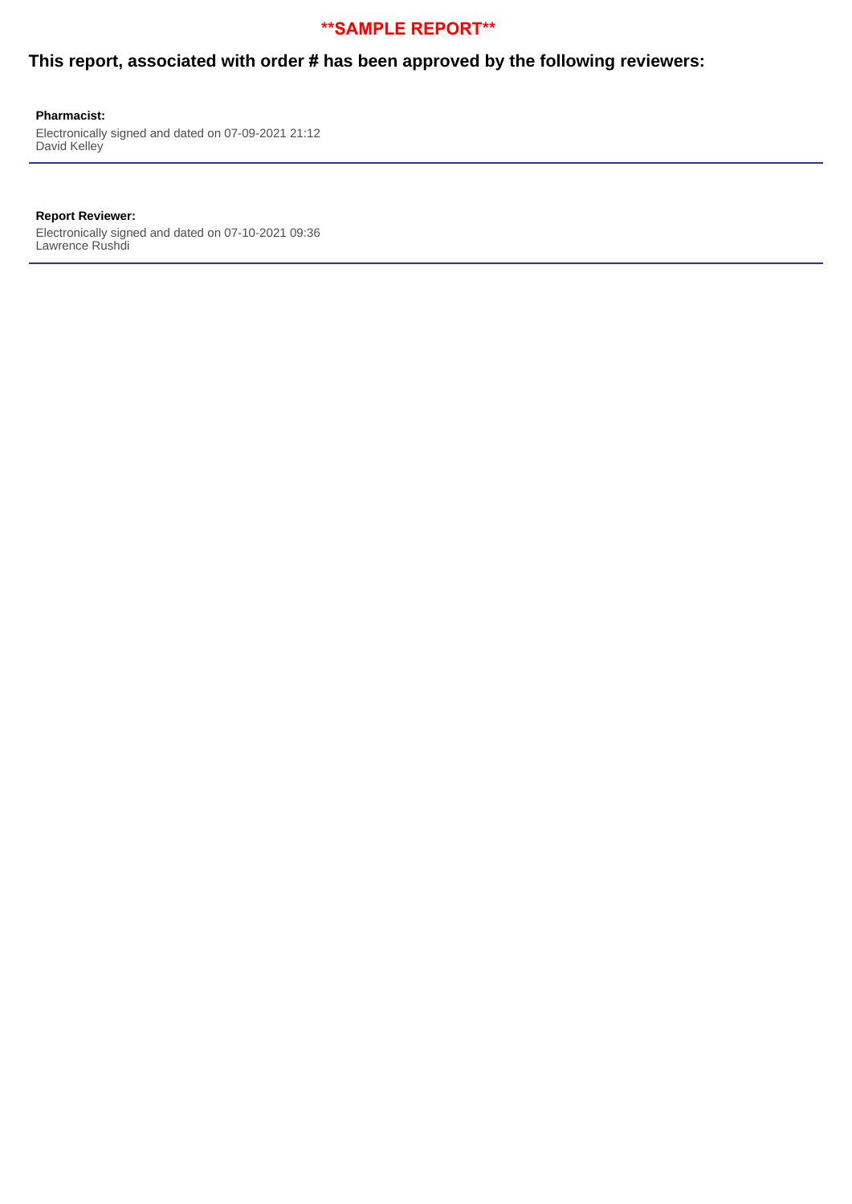****SAMPLE REPORT****

## This report, associated with order # has been approved by the following reviewers:

**Pharmacist:**

Electronically signed and dated on 07-09-2021 21:12
David Kelley

---

**Report Reviewer:**

Electronically signed and dated on 07-10-2021 09:36
Lawrence Rushdi

---